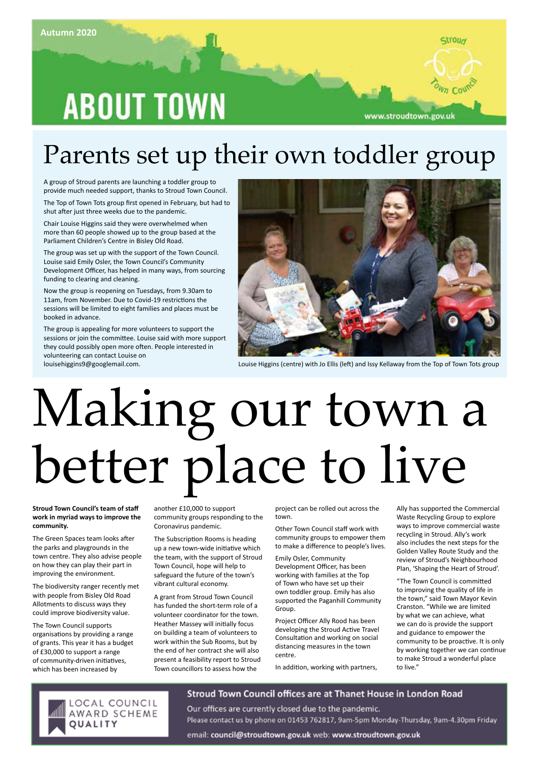Autumn 2020

# ABOUT TOWN

www.stroudtown.gov.uk

## Parents set up their own toddler group

A group of Stroud parents are launching a toddler group to provide much needed support, thanks to Stroud Town Council.

The Top of Town Tots group first opened in February, but had to shut after just three weeks due to the pandemic.

Chair Louise Higgins said they were overwhelmed when more than 60 people showed up to the group based at the Parliament Children's Centre in Bisley Old Road.

The group was set up with the support of the Town Council. Louise said Emily Osler, the Town Council's Community Development Officer, has helped in many ways, from sourcing funding to clearing and cleaning.

Now the group is reopening on Tuesdays, from 9.30am to 11am, from November. Due to Covid-19 restrictions the sessions will be limited to eight families and places must be booked in advance.

The group is appealing for more volunteers to support the sessions or join the committee. Louise said with more support they could possibly open more often. People interested in volunteering can contact Louise on louisehiggins9@googlemail.com.

Louise Higgins (centre) with Jo Ellis (left) and Issy Kellaway from the Top of Town Tots group

# Making our town a better place to live

**Stroud Town Council's team of staff work in myriad ways to improve the community.**

The Green Spaces team looks after the parks and playgrounds in the town centre. They also advise people on how they can play their part in improving the environment.

The biodiversity ranger recently met with people from Bisley Old Road Allotments to discuss ways they could improve biodiversity value.

The Town Council supports organisations by providing a range of grants. This year it has a budget of £30,000 to support a range of community-driven initiatives, which has been increased by another £10,000 to support community groups responding to the Coronavirus pandemic.

The Subscription Rooms is heading up a new town-wide initiative which the team, with the support of Stroud Town Council, hope will help to safeguard the future of the town's vibrant cultural economy.

A grant from Stroud Town Council has funded the short-term role of a volunteer coordinator for the town. Heather Massey will initially focus on building a team of volunteers to work within the Sub Rooms, but by the end of her contract she will also present a feasibility report to Stroud Town councillors to assess how the project can be rolled out across the town.

Other Town Council staff work with community groups to empower them to make a difference to people's lives.

Emily Osler, Community Development Officer, has been working with families at the Top of Town who have set up their own toddler group. Emily has also supported the Paganhill Community Group.

Project Officer Ally Rood has been developing the Stroud Active Travel Consultation and working on social distancing measures in the town centre.

In addition, working with partners, Ally has supported the Commercial Waste Recycling Group to explore ways to improve commercial waste recycling in Stroud. Ally's work also includes the next steps for the Golden Valley Route Study and the review of Stroud's Neighbourhood Plan, 'Shaping the Heart of Stroud'.

"The Town Council is committed to improving the quality of life in the town," said Town Mayor Kevin Cranston. "While we are limited by what we can achieve, what we can do is provide the support and guidance to empower the community to be proactive. It is only by working together we can continue to make Stroud a wonderful place to live."

LOCAL COUNCIL AWARD SCHEME QUALITY

**Stroud Town Council offices are at Thanet House in London Road**

Our offices are currently closed due to the pandemic.
Please contact us by phone on 01453 762817, 9am-5pm Monday-Thursday, 9am-4.30pm Friday

email: **council@stroudtown.gov.uk** web: **www.stroudtown.gov.uk**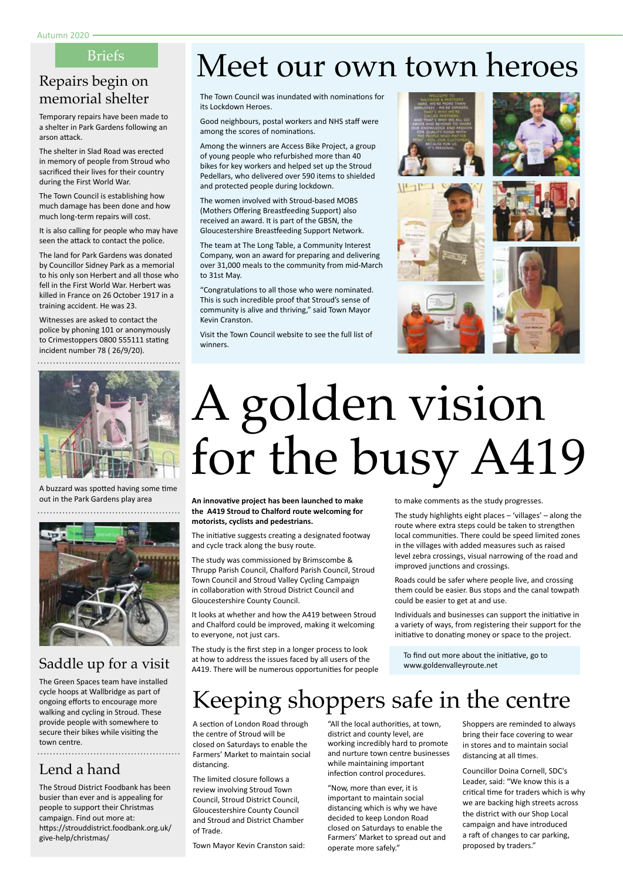## Briefs

### Repairs begin on memorial shelter

Temporary repairs have been made to a shelter in Park Gardens following an arson attack.

The shelter in Slad Road was erected in memory of people from Stroud who sacrificed their lives for their country during the First World War.

The Town Council is establishing how much damage has been done and how much long-term repairs will cost.

It is also calling for people who may have seen the attack to contact the police.

The land for Park Gardens was donated by Councillor Sidney Park as a memorial to his only son Herbert and all those who fell in the First World War. Herbert was killed in France on 26 October 1917 in a training accident. He was 23.

Witnesses are asked to contact the police by phoning 101 or anonymously to Crimestoppers 0800 555111 stating incident number 78 ( 26/9/20).

A buzzard was spotted having some time out in the Park Gardens play area

### Saddle up for a visit

The Green Spaces team have installed cycle hoops at Wallbridge as part of ongoing efforts to encourage more walking and cycling in Stroud. These provide people with somewhere to secure their bikes while visiting the town centre.

### Lend a hand

The Stroud District Foodbank has been busier than ever and is appealing for people to support their Christmas campaign. Find out more at: https://strouddistrict.foodbank.org.uk/give-help/christmas/

# Meet our own town heroes

The Town Council was inundated with nominations for its Lockdown Heroes.

Good neighbours, postal workers and NHS staff were among the scores of nominations.

Among the winners are Access Bike Project, a group of young people who refurbished more than 40 bikes for key workers and helped set up the Stroud Pedellars, who delivered over 590 items to shielded and protected people during lockdown.

The women involved with Stroud-based MOBS (Mothers Offering Breastfeeding Support) also received an award. It is part of the GBSN, the Gloucestershire Breastfeeding Support Network.

The team at The Long Table, a Community Interest Company, won an award for preparing and delivering over 31,000 meals to the community from mid-March to 31st May.

"Congratulations to all those who were nominated. This is such incredible proof that Stroud's sense of community is alive and thriving," said Town Mayor Kevin Cranston.

Visit the Town Council website to see the full list of winners.

# A golden vision for the busy A419

**An innovative project has been launched to make the A419 Stroud to Chalford route welcoming for motorists, cyclists and pedestrians.**

The initiative suggests creating a designated footway and cycle track along the busy route.

The study was commissioned by Brimscombe & Thrupp Parish Council, Chalford Parish Council, Stroud Town Council and Stroud Valley Cycling Campaign in collaboration with Stroud District Council and Gloucestershire County Council.

It looks at whether and how the A419 between Stroud and Chalford could be improved, making it welcoming to everyone, not just cars.

The study is the first step in a longer process to look at how to address the issues faced by all users of the A419. There will be numerous opportunities for people to make comments as the study progresses.

The study highlights eight places – 'villages' – along the route where extra steps could be taken to strengthen local communities. There could be speed limited zones in the villages with added measures such as raised level zebra crossings, visual narrowing of the road and improved junctions and crossings.

Roads could be safer where people live, and crossing them could be easier. Bus stops and the canal towpath could be easier to get at and use.

Individuals and businesses can support the initiative in a variety of ways, from registering their support for the initiative to donating money or space to the project.

To find out more about the initiative, go to www.goldenvalleyroute.net

# Keeping shoppers safe in the centre

A section of London Road through the centre of Stroud will be closed on Saturdays to enable the Farmers' Market to maintain social distancing.

The limited closure follows a review involving Stroud Town Council, Stroud District Council, Gloucestershire County Council and Stroud and District Chamber of Trade.

Town Mayor Kevin Cranston said: "All the local authorities, at town, district and county level, are working incredibly hard to promote and nurture town centre businesses while maintaining important infection control procedures.

"Now, more than ever, it is important to maintain social distancing which is why we have decided to keep London Road closed on Saturdays to enable the Farmers' Market to spread out and operate more safely."

Shoppers are reminded to always bring their face covering to wear in stores and to maintain social distancing at all times.

Councillor Doina Cornell, SDC's Leader, said: "We know this is a critical time for traders which is why we are backing high streets across the district with our Shop Local campaign and have introduced a raft of changes to car parking, proposed by traders."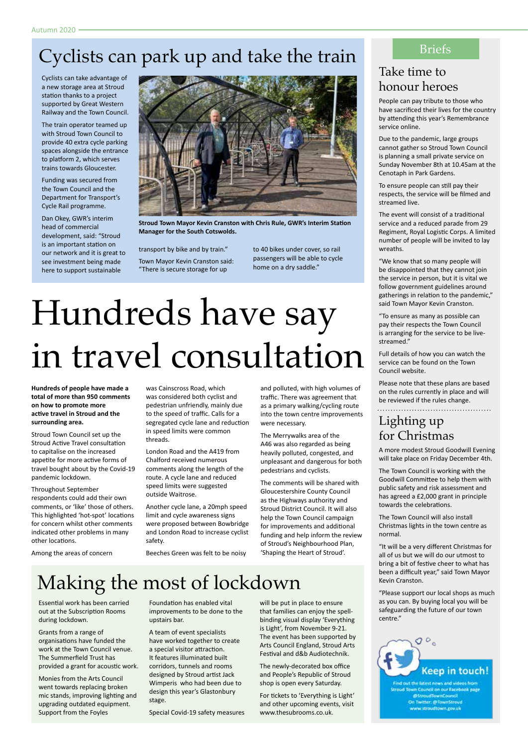# Cyclists can park up and take the train

Cyclists can take advantage of a new storage area at Stroud station thanks to a project supported by Great Western Railway and the Town Council.

The train operator teamed up with Stroud Town Council to provide 40 extra cycle parking spaces alongside the entrance to platform 2, which serves trains towards Gloucester.

Funding was secured from the Town Council and the Department for Transport's Cycle Rail programme.

Dan Okey, GWR's interim head of commercial development, said: "Stroud is an important station on our network and it is great to see investment being made here to support sustainable transport by bike and by train."

Town Mayor Kevin Cranston said: "There is secure storage for up to 40 bikes under cover, so rail passengers will be able to cycle home on a dry saddle."

**Stroud Town Mayor Kevin Cranston with Chris Rule, GWR's Interim Station Manager for the South Cotswolds.**

# Hundreds have say in travel consultation

**Hundreds of people have made a total of more than 950 comments on how to promote more active travel in Stroud and the surrounding area.**

Stroud Town Council set up the Stroud Active Travel consultation to capitalise on the increased appetite for more active forms of travel bought about by the Covid-19 pandemic lockdown.

Throughout September respondents could add their own comments, or 'like' those of others. This highlighted 'hot-spot' locations for concern whilst other comments indicated other problems in many other locations.

Among the areas of concern was Cainscross Road, which was considered both cyclist and pedestrian unfriendly, mainly due to the speed of traffic. Calls for a segregated cycle lane and reduction in speed limits were common threads.

London Road and the A419 from Chalford received numerous comments along the length of the route. A cycle lane and reduced speed limits were suggested outside Waitrose.

Another cycle lane, a 20mph speed limit and cycle awareness signs were proposed between Bowbridge and London Road to increase cyclist safety.

Beeches Green was felt to be noisy and polluted, with high volumes of traffic. There was agreement that as a primary walking/cycling route into the town centre improvements were necessary.

The Merrywalks area of the A46 was also regarded as being heavily polluted, congested, and unpleasant and dangerous for both pedestrians and cyclists.

The comments will be shared with Gloucestershire County Council as the Highways authority and Stroud District Council. It will also help the Town Council campaign for improvements and additional funding and help inform the review of Stroud's Neighbourhood Plan, 'Shaping the Heart of Stroud'.

# Making the most of lockdown

Essential work has been carried out at the Subscription Rooms during lockdown.

Grants from a range of organisations have funded the work at the Town Council venue. The Summerfield Trust has provided a grant for acoustic work.

Monies from the Arts Council went towards replacing broken mic stands, improving lighting and upgrading outdated equipment. Support from the Foyles Foundation has enabled vital improvements to be done to the upstairs bar.

A team of event specialists have worked together to create a special visitor attraction. It features illuminated built corridors, tunnels and rooms designed by Stroud artist Jack Wimperis who had been due to design this year's Glastonbury stage.

Special Covid-19 safety measures will be put in place to ensure that families can enjoy the spell-binding visual display 'Everything is Light', from November 9-21. The event has been supported by Arts Council England, Stroud Arts Festival and d&b Audiotechnik.

The newly-decorated box office and People's Republic of Stroud shop is open every Saturday.

For tickets to 'Everything is Light' and other upcoming events, visit www.thesubrooms.co.uk.

## Briefs

### Take time to honour heroes

People can pay tribute to those who have sacrificed their lives for the country by attending this year's Remembrance service online.

Due to the pandemic, large groups cannot gather so Stroud Town Council is planning a small private service on Sunday November 8th at 10.45am at the Cenotaph in Park Gardens.

To ensure people can still pay their respects, the service will be filmed and streamed live.

The event will consist of a traditional service and a reduced parade from 29 Regiment, Royal Logistic Corps. A limited number of people will be invited to lay wreaths.

"We know that so many people will be disappointed that they cannot join the service in person, but it is vital we follow government guidelines around gatherings in relation to the pandemic," said Town Mayor Kevin Cranston.

"To ensure as many as possible can pay their respects the Town Council is arranging for the service to be live-streamed."

Full details of how you can watch the service can be found on the Town Council website.

Please note that these plans are based on the rules currently in place and will be reviewed if the rules change.

### Lighting up for Christmas

A more modest Stroud Goodwill Evening will take place on Friday December 4th.

The Town Council is working with the Goodwill Committee to help them with public safety and risk assessment and has agreed a £2,000 grant in principle towards the celebrations.

The Town Council will also install Christmas lights in the town centre as normal.

"It will be a very different Christmas for all of us but we will do our utmost to bring a bit of festive cheer to what has been a difficult year," said Town Mayor Kevin Cranston.

"Please support our local shops as much as you can. By buying local you will be safeguarding the future of our town centre."

**Keep in touch!**

Find out the latest news and videos from Stroud Town Council on our Facebook page @StroudTownCouncil
On Twitter: @TownStroud
www.stroudtown.gov.uk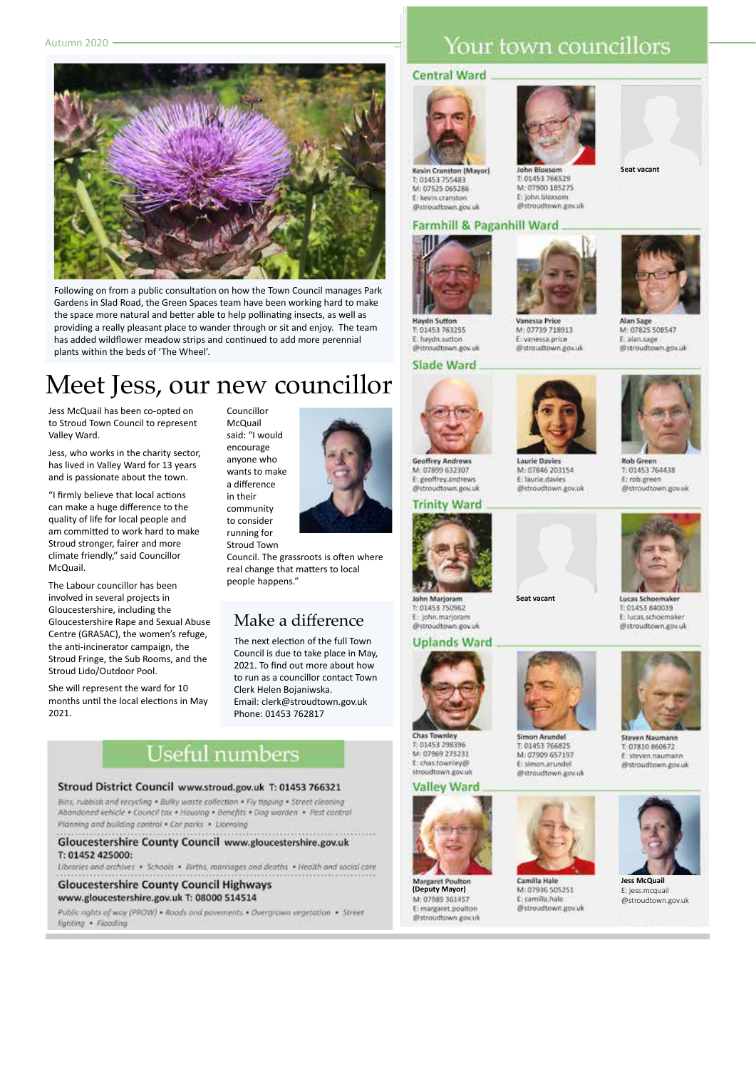Following on from a public consultation on how the Town Council manages Park Gardens in Slad Road, the Green Spaces team have been working hard to make the space more natural and better able to help pollinating insects, as well as providing a really pleasant place to wander through or sit and enjoy. The team has added wildflower meadow strips and continued to add more perennial plants within the beds of 'The Wheel'.

# Meet Jess, our new councillor

Jess McQuail has been co-opted on to Stroud Town Council to represent Valley Ward.

Jess, who works in the charity sector, has lived in Valley Ward for 13 years and is passionate about the town.

"I firmly believe that local actions can make a huge difference to the quality of life for local people and am committed to work hard to make Stroud stronger, fairer and more climate friendly," said Councillor McQuail.

The Labour councillor has been involved in several projects in Gloucestershire, including the Gloucestershire Rape and Sexual Abuse Centre (GRASAC), the women's refuge, the anti-incinerator campaign, the Stroud Fringe, the Sub Rooms, and the Stroud Lido/Outdoor Pool.

She will represent the ward for 10 months until the local elections in May 2021.

Councillor McQuail said: "I would encourage anyone who wants to make a difference in their community to consider running for Stroud Town Council. The grassroots is often where real change that matters to local people happens."

## Make a difference

The next election of the full Town Council is due to take place in May, 2021. To find out more about how to run as a councillor contact Town Clerk Helen Bojaniwska.
Email: clerk@stroudtown.gov.uk
Phone: 01453 762817

## Useful numbers

**Stroud District Council** www.stroud.gov.uk T: 01453 766321

*Bins, rubbish and recycling • Bulky waste collection • Fly tipping • Street cleaning • Abandoned vehicle • Council tax • Housing • Benefits • Dog warden • Pest control • Planning and building control • Car parks • Licensing*

**Gloucestershire County Council** www.gloucestershire.gov.uk
T: 01452 425000:

*Libraries and archives • Schools • Births, marriages and deaths • Health and social care*

**Gloucestershire County Council Highways**
www.gloucestershire.gov.uk T: 08000 514514

*Public rights of way (PROW) • Roads and pavements • Overgrown vegetation • Street lighting • Flooding*

# Your town councillors

## Central Ward

**Kevin Cranston (Mayor)**
T: 01453 755483
M: 07525 065286
E: kevin.cranston@stroudtown.gov.uk

**John Bloxsom**
T: 01453 766529
M: 07900 185275
E: john.bloxsom@stroudtown.gov.uk

**Seat vacant**

## Farmhill & Paganhill Ward

**Haydn Sutton**
T: 01453 763255
E: haydn.sutton@stroudtown.gov.uk

**Vanessa Price**
M: 07739 718913
E: vanessa.price@stroudtown.gov.uk

**Alan Sage**
M: 07825 508547
E: alan.sage@stroudtown.gov.uk

## Slade Ward

**Geoffrey Andrews**
M: 07899 632307
E: geoffrey.andrews@stroudtown.gov.uk

**Laurie Davies**
M: 07846 203154
E: laurie.davies@stroudtown.gov.uk

**Rob Green**
T: 01453 764438
E: rob.green@stroudtown.gov.uk

## Trinity Ward

**John Marjoram**
T: 01453 750962
E: john.marjoram@stroudtown.gov.uk

**Seat vacant**

**Lucas Schoemaker**
T: 01453 840039
E: lucas.schoemaker@stroudtown.gov.uk

## Uplands Ward

**Chas Townley**
T: 01453 298396
M: 07969 275231
E: chas.townley@stroudtown.gov.uk

**Simon Arundel**
T: 01453 766825
M: 07909 657197
E: simon.arundel@stroudtown.gov.uk

**Steven Naumann**
T: 07810 860672
E: steven.naumann@stroudtown.gov.uk

## Valley Ward

**Margaret Poulton (Deputy Mayor)**
M: 07989 361457
E: margaret.poulton@stroudtown.gov.uk

**Camilla Hale**
M: 07936 505251
E: camilla.hale@stroudtown.gov.uk

**Jess McQuail**
E: jess.mcquail@stroudtown.gov.uk